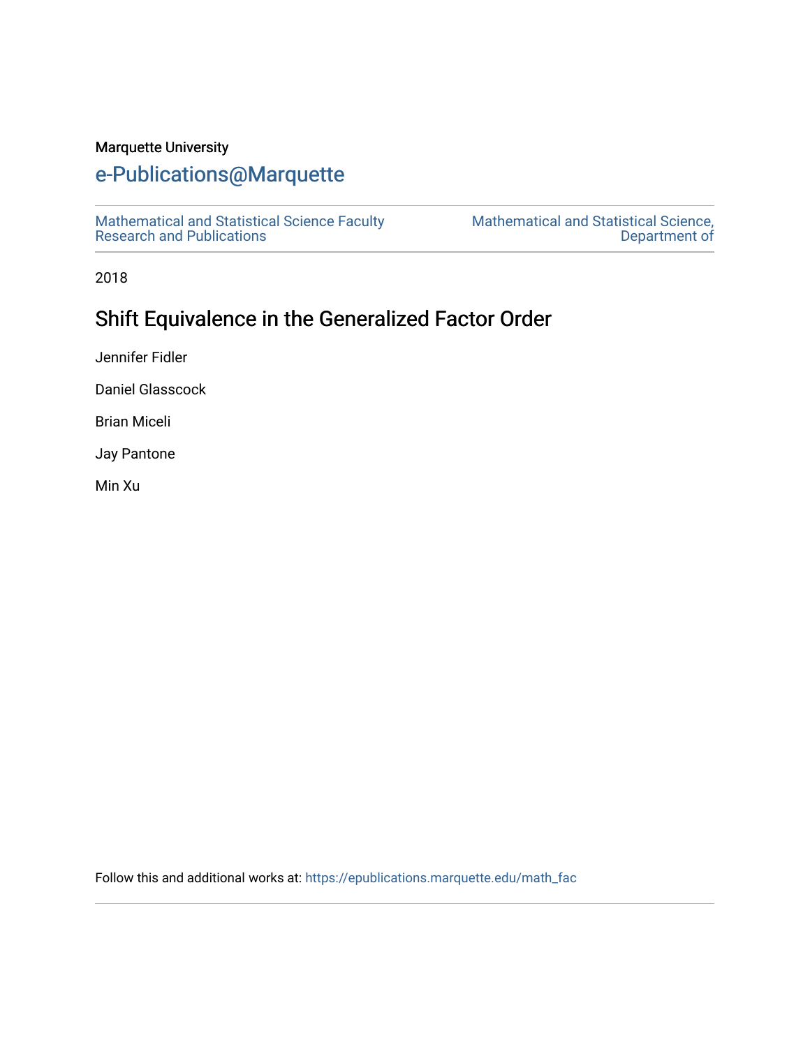Marquette University

# e-Publications@Marquette

Mathematical and Statistical Science Faculty Research and Publications

Mathematical and Statistical Science, Department of

2018

## Shift Equivalence in the Generalized Factor Order

Jennifer Fidler

Daniel Glasscock

Brian Miceli

Jay Pantone

Min Xu

Follow this and additional works at: https://epublications.marquette.edu/math_fac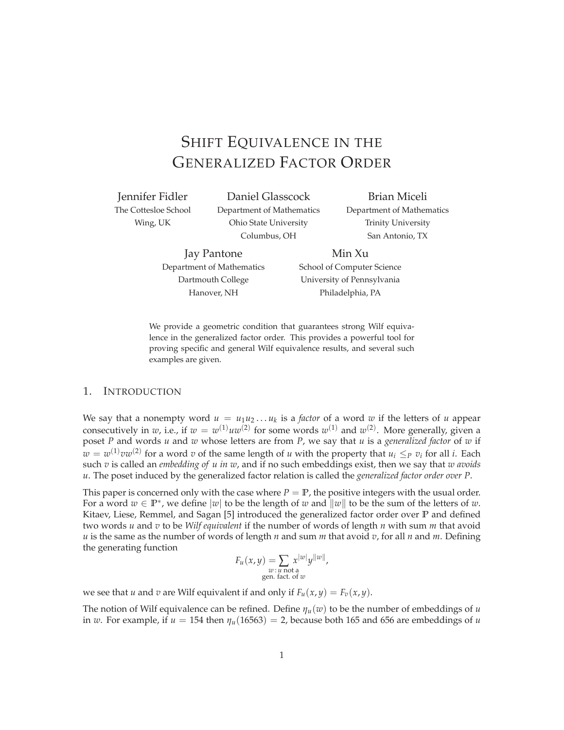# Shift Equivalence in the Generalized Factor Order

Jennifer Fidler  
The Cottesloe School  
Wing, UK

Daniel Glasscock  
Department of Mathematics  
Ohio State University  
Columbus, OH

Brian Miceli  
Department of Mathematics  
Trinity University  
San Antonio, TX

Jay Pantone  
Department of Mathematics  
Dartmouth College  
Hanover, NH

Min Xu  
School of Computer Science  
University of Pennsylvania  
Philadelphia, PA

We provide a geometric condition that guarantees strong Wilf equivalence in the generalized factor order. This provides a powerful tool for proving specific and general Wilf equivalence results, and several such examples are given.

## 1. Introduction

We say that a nonempty word $u = u_1 u_2 \ldots u_k$ is a *factor* of a word $w$ if the letters of $u$ appear consecutively in $w$, i.e., if $w = w^{(1)} u w^{(2)}$ for some words $w^{(1)}$ and $w^{(2)}$. More generally, given a poset $P$ and words $u$ and $w$ whose letters are from $P$, we say that $u$ is a *generalized factor* of $w$ if $w = w^{(1)} v w^{(2)}$ for a word $v$ of the same length of $u$ with the property that $u_i \leq_P v_i$ for all $i$. Each such $v$ is called an *embedding of* $u$ *in* $w$, and if no such embeddings exist, then we say that $w$ *avoids* $u$. The poset induced by the generalized factor relation is called the *generalized factor order over* $P$.

This paper is concerned only with the case where $P = \mathbb{P}$, the positive integers with the usual order. For a word $w \in \mathbb{P}^*$, we define $|w|$ to be the length of $w$ and $\|w\|$ to be the sum of the letters of $w$. Kitaev, Liese, Remmel, and Sagan [5] introduced the generalized factor order over $\mathbb{P}$ and defined two words $u$ and $v$ to be *Wilf equivalent* if the number of words of length $n$ with sum $m$ that avoid $u$ is the same as the number of words of length $n$ and sum $m$ that avoid $v$, for all $n$ and $m$. Defining the generating function

$$F_u(x, y) = \sum_{\substack{w \,:\, u \text{ not a} \\ \text{gen. fact. of } w}} x^{|w|} y^{\|w\|},$$

we see that $u$ and $v$ are Wilf equivalent if and only if $F_u(x, y) = F_v(x, y)$.

The notion of Wilf equivalence can be refined. Define $\eta_u(w)$ to be the number of embeddings of $u$ in $w$. For example, if $u = 154$ then $\eta_u(16563) = 2$, because both 165 and 656 are embeddings of $u$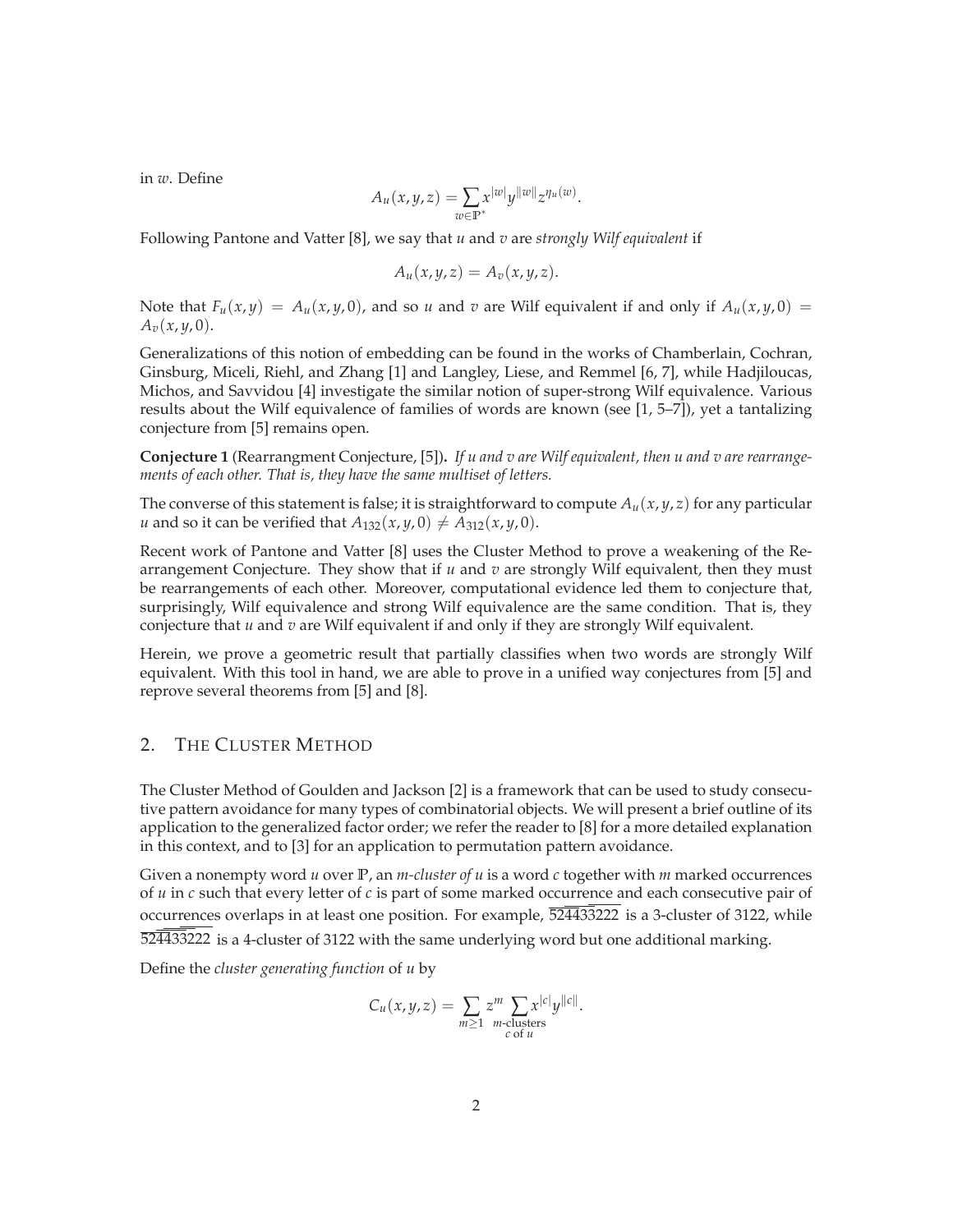in $w$. Define

$$A_u(x, y, z) = \sum_{w \in \mathbb{P}^*} x^{|w|} y^{\|w\|} z^{\eta_u(w)}.$$

Following Pantone and Vatter [8], we say that $u$ and $v$ are *strongly Wilf equivalent* if

$$A_u(x, y, z) = A_v(x, y, z).$$

Note that $F_u(x, y) = A_u(x, y, 0)$, and so $u$ and $v$ are Wilf equivalent if and only if $A_u(x, y, 0) = A_v(x, y, 0)$.

Generalizations of this notion of embedding can be found in the works of Chamberlain, Cochran, Ginsburg, Miceli, Riehl, and Zhang [1] and Langley, Liese, and Remmel [6, 7], while Hadjiloucas, Michos, and Savvidou [4] investigate the similar notion of super-strong Wilf equivalence. Various results about the Wilf equivalence of families of words are known (see [1, 5–7]), yet a tantalizing conjecture from [5] remains open.

**Conjecture 1** (Rearrangment Conjecture, [5])**.** *If $u$ and $v$ are Wilf equivalent, then $u$ and $v$ are rearrangements of each other. That is, they have the same multiset of letters.*

The converse of this statement is false; it is straightforward to compute $A_u(x, y, z)$ for any particular $u$ and so it can be verified that $A_{132}(x, y, 0) \neq A_{312}(x, y, 0)$.

Recent work of Pantone and Vatter [8] uses the Cluster Method to prove a weakening of the Rearrangement Conjecture. They show that if $u$ and $v$ are strongly Wilf equivalent, then they must be rearrangements of each other. Moreover, computational evidence led them to conjecture that, surprisingly, Wilf equivalence and strong Wilf equivalence are the same condition. That is, they conjecture that $u$ and $v$ are Wilf equivalent if and only if they are strongly Wilf equivalent.

Herein, we prove a geometric result that partially classifies when two words are strongly Wilf equivalent. With this tool in hand, we are able to prove in a unified way conjectures from [5] and reprove several theorems from [5] and [8].

## 2. The Cluster Method

The Cluster Method of Goulden and Jackson [2] is a framework that can be used to study consecutive pattern avoidance for many types of combinatorial objects. We will present a brief outline of its application to the generalized factor order; we refer the reader to [8] for a more detailed explanation in this context, and to [3] for an application to permutation pattern avoidance.

Given a nonempty word $u$ over $\mathbb{P}$, an *$m$-cluster of $u$* is a word $c$ together with $m$ marked occurrences of $u$ in $c$ such that every letter of $c$ is part of some marked occurrence and each consecutive pair of occurrences overlaps in at least one position. For example, $\overline{52\overline{44}3\overline{3}222}$ is a 3-cluster of 3122, while $\overline{52\overline{4\overline{4}3\overline{3}}222}$ is a 4-cluster of 3122 with the same underlying word but one additional marking.

Define the *cluster generating function* of $u$ by

$$C_u(x, y, z) = \sum_{m \geq 1} z^m \sum_{\substack{m\text{-clusters} \\ c \text{ of } u}} x^{|c|} y^{\|c\|}.$$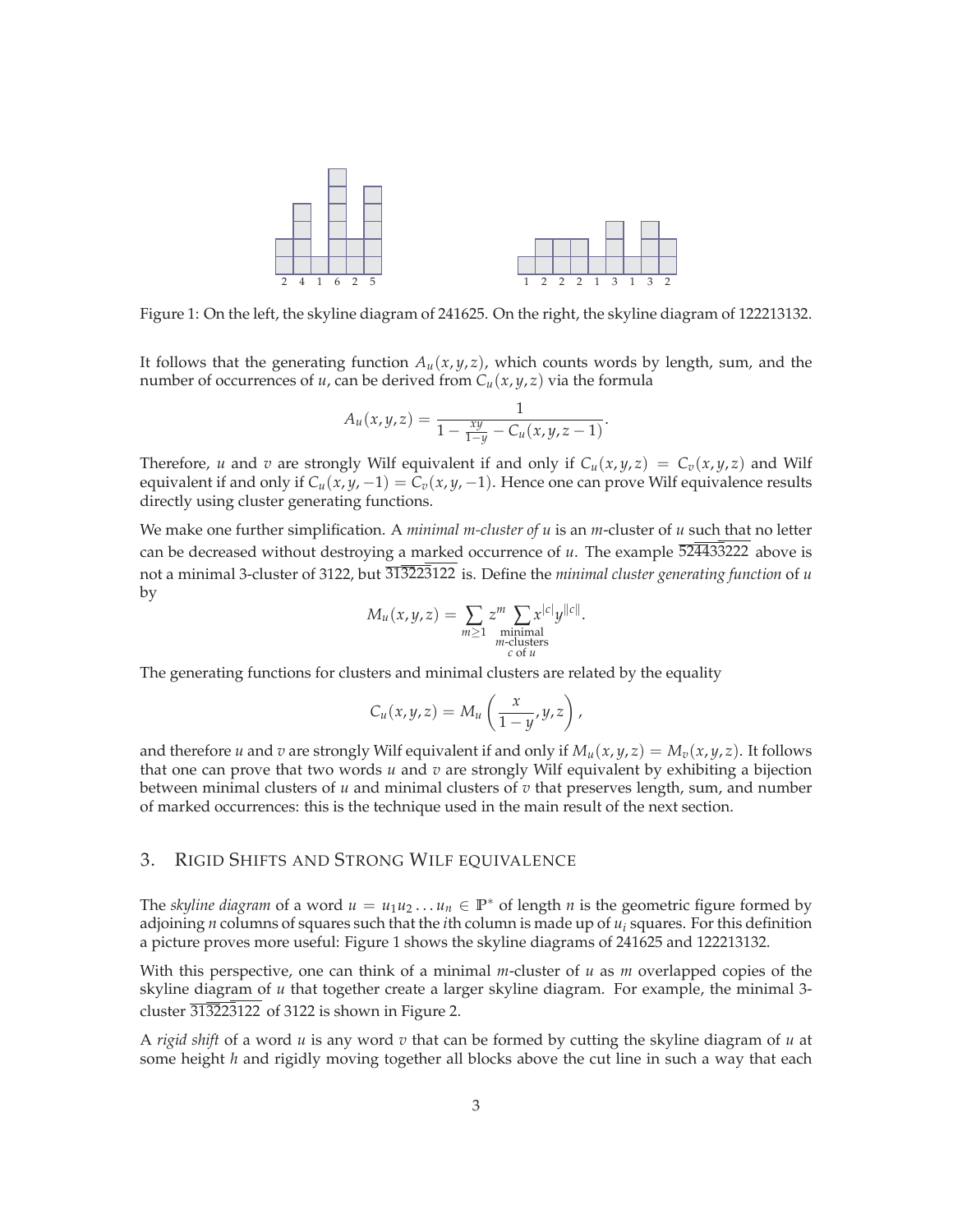Figure 1: On the left, the skyline diagram of 241625. On the right, the skyline diagram of 122213132.

It follows that the generating function $A_u(x, y, z)$, which counts words by length, sum, and the number of occurrences of $u$, can be derived from $C_u(x, y, z)$ via the formula

$$A_u(x, y, z) = \frac{1}{1 - \frac{xy}{1-y} - C_u(x, y, z-1)}.$$

Therefore, $u$ and $v$ are strongly Wilf equivalent if and only if $C_u(x, y, z) = C_v(x, y, z)$ and Wilf equivalent if and only if $C_u(x, y, -1) = C_v(x, y, -1)$. Hence one can prove Wilf equivalence results directly using cluster generating functions.

We make one further simplification. A *minimal m-cluster of u* is an $m$-cluster of $u$ such that no letter can be decreased without destroying a marked occurrence of $u$. The example $\overline{5\overline{24\overline{4}3}3222}$ above is not a minimal 3-cluster of 3122, but $\overline{31\overline{32\overline{2}3}122}$ is. Define the *minimal cluster generating function* of $u$ by

$$M_u(x, y, z) = \sum_{m \geq 1} z^m \sum_{\substack{\text{minimal} \\ m\text{-clusters} \\ c \text{ of } u}} x^{|c|} y^{\|c\|}.$$

The generating functions for clusters and minimal clusters are related by the equality

$$C_u(x, y, z) = M_u\left(\frac{x}{1-y}, y, z\right),$$

and therefore $u$ and $v$ are strongly Wilf equivalent if and only if $M_u(x, y, z) = M_v(x, y, z)$. It follows that one can prove that two words $u$ and $v$ are strongly Wilf equivalent by exhibiting a bijection between minimal clusters of $u$ and minimal clusters of $v$ that preserves length, sum, and number of marked occurrences: this is the technique used in the main result of the next section.

## 3. Rigid Shifts and Strong Wilf equivalence

The *skyline diagram* of a word $u = u_1 u_2 \dots u_n \in \mathbb{P}^*$ of length $n$ is the geometric figure formed by adjoining $n$ columns of squares such that the $i$th column is made up of $u_i$ squares. For this definition a picture proves more useful: Figure 1 shows the skyline diagrams of 241625 and 122213132.

With this perspective, one can think of a minimal $m$-cluster of $u$ as $m$ overlapped copies of the skyline diagram of $u$ that together create a larger skyline diagram. For example, the minimal 3-cluster $\overline{31\overline{32\overline{2}3}122}$ of 3122 is shown in Figure 2.

A *rigid shift* of a word $u$ is any word $v$ that can be formed by cutting the skyline diagram of $u$ at some height $h$ and rigidly moving together all blocks above the cut line in such a way that each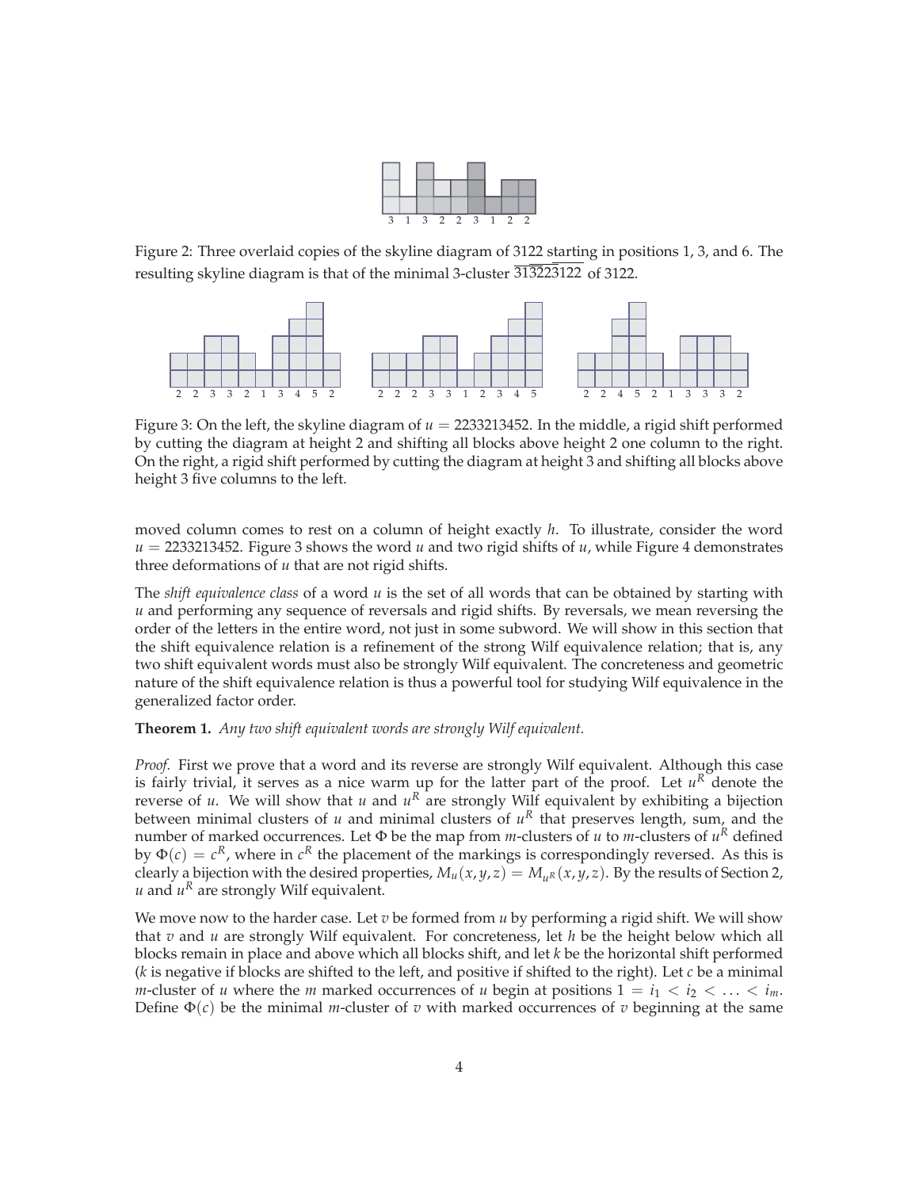Figure 2: Three overlaid copies of the skyline diagram of 3122 starting in positions 1, 3, and 6. The resulting skyline diagram is that of the minimal 3-cluster $\overline{31\overline{3}\overline{22}\overline{3}122}$ of 3122.

Figure 3: On the left, the skyline diagram of $u = 2233213452$. In the middle, a rigid shift performed by cutting the diagram at height 2 and shifting all blocks above height 2 one column to the right. On the right, a rigid shift performed by cutting the diagram at height 3 and shifting all blocks above height 3 five columns to the left.

moved column comes to rest on a column of height exactly $h$. To illustrate, consider the word $u = 2233213452$. Figure 3 shows the word $u$ and two rigid shifts of $u$, while Figure 4 demonstrates three deformations of $u$ that are not rigid shifts.

The *shift equivalence class* of a word $u$ is the set of all words that can be obtained by starting with $u$ and performing any sequence of reversals and rigid shifts. By reversals, we mean reversing the order of the letters in the entire word, not just in some subword. We will show in this section that the shift equivalence relation is a refinement of the strong Wilf equivalence relation; that is, any two shift equivalent words must also be strongly Wilf equivalent. The concreteness and geometric nature of the shift equivalence relation is thus a powerful tool for studying Wilf equivalence in the generalized factor order.

**Theorem 1.** *Any two shift equivalent words are strongly Wilf equivalent.*

*Proof.* First we prove that a word and its reverse are strongly Wilf equivalent. Although this case is fairly trivial, it serves as a nice warm up for the latter part of the proof. Let $u^R$ denote the reverse of $u$. We will show that $u$ and $u^R$ are strongly Wilf equivalent by exhibiting a bijection between minimal clusters of $u$ and minimal clusters of $u^R$ that preserves length, sum, and the number of marked occurrences. Let $\Phi$ be the map from $m$-clusters of $u$ to $m$-clusters of $u^R$ defined by $\Phi(c) = c^R$, where in $c^R$ the placement of the markings is correspondingly reversed. As this is clearly a bijection with the desired properties, $M_u(x, y, z) = M_{u^R}(x, y, z)$. By the results of Section 2, $u$ and $u^R$ are strongly Wilf equivalent.

We move now to the harder case. Let $v$ be formed from $u$ by performing a rigid shift. We will show that $v$ and $u$ are strongly Wilf equivalent. For concreteness, let $h$ be the height below which all blocks remain in place and above which all blocks shift, and let $k$ be the horizontal shift performed ($k$ is negative if blocks are shifted to the left, and positive if shifted to the right). Let $c$ be a minimal $m$-cluster of $u$ where the $m$ marked occurrences of $u$ begin at positions $1 = i_1 < i_2 < \ldots < i_m$. Define $\Phi(c)$ be the minimal $m$-cluster of $v$ with marked occurrences of $v$ beginning at the same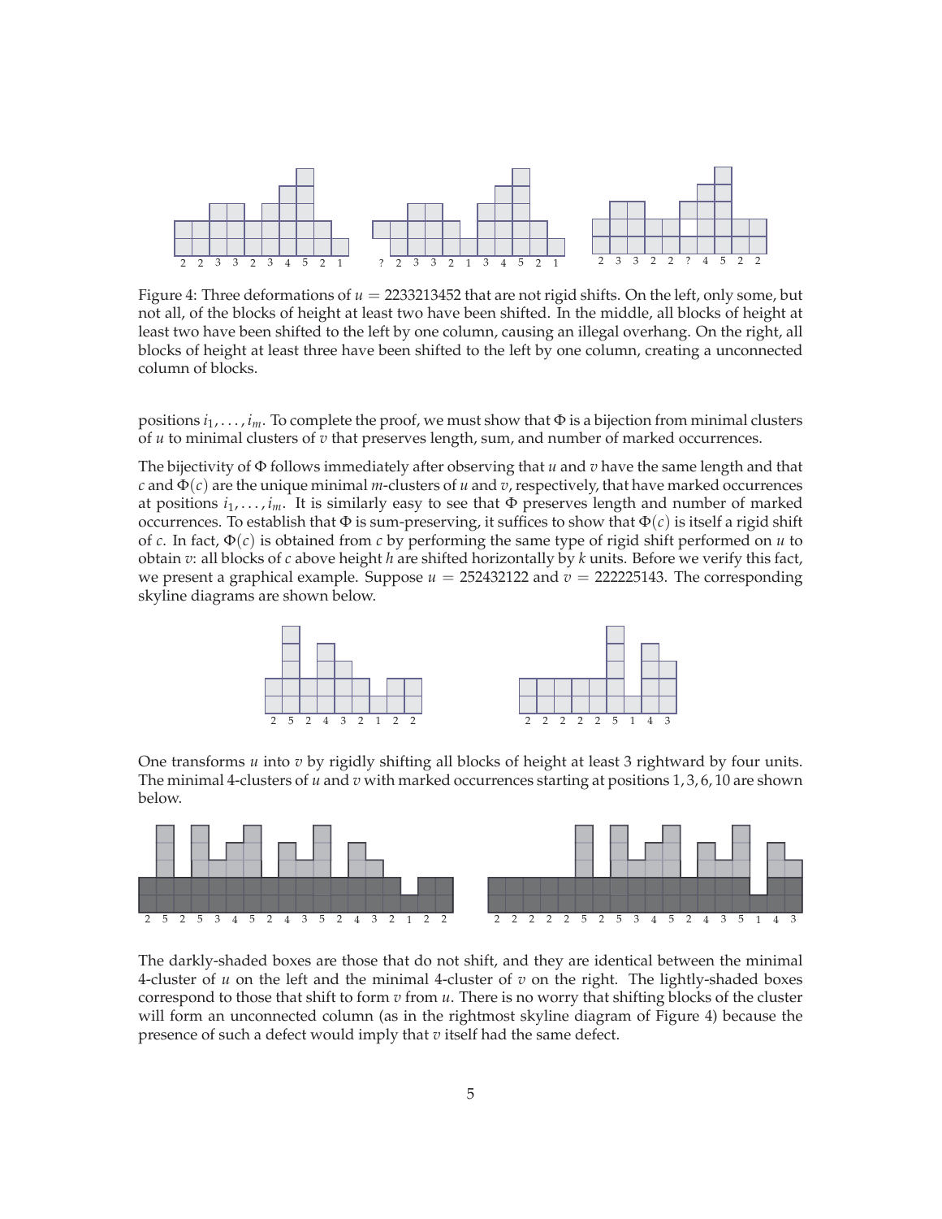Figure 4: Three deformations of $u = 2233213452$ that are not rigid shifts. On the left, only some, but not all, of the blocks of height at least two have been shifted. In the middle, all blocks of height at least two have been shifted to the left by one column, causing an illegal overhang. On the right, all blocks of height at least three have been shifted to the left by one column, creating a unconnected column of blocks.

positions $i_1, \ldots, i_m$. To complete the proof, we must show that $\Phi$ is a bijection from minimal clusters of $u$ to minimal clusters of $v$ that preserves length, sum, and number of marked occurrences.

The bijectivity of $\Phi$ follows immediately after observing that $u$ and $v$ have the same length and that $c$ and $\Phi(c)$ are the unique minimal $m$-clusters of $u$ and $v$, respectively, that have marked occurrences at positions $i_1, \ldots, i_m$. It is similarly easy to see that $\Phi$ preserves length and number of marked occurrences. To establish that $\Phi$ is sum-preserving, it suffices to show that $\Phi(c)$ is itself a rigid shift of $c$. In fact, $\Phi(c)$ is obtained from $c$ by performing the same type of rigid shift performed on $u$ to obtain $v$: all blocks of $c$ above height $h$ are shifted horizontally by $k$ units. Before we verify this fact, we present a graphical example. Suppose $u = 252432122$ and $v = 222225143$. The corresponding skyline diagrams are shown below.

One transforms $u$ into $v$ by rigidly shifting all blocks of height at least 3 rightward by four units. The minimal 4-clusters of $u$ and $v$ with marked occurrences starting at positions $1, 3, 6, 10$ are shown below.

The darkly-shaded boxes are those that do not shift, and they are identical between the minimal 4-cluster of $u$ on the left and the minimal 4-cluster of $v$ on the right. The lightly-shaded boxes correspond to those that shift to form $v$ from $u$. There is no worry that shifting blocks of the cluster will form an unconnected column (as in the rightmost skyline diagram of Figure 4) because the presence of such a defect would imply that $v$ itself had the same defect.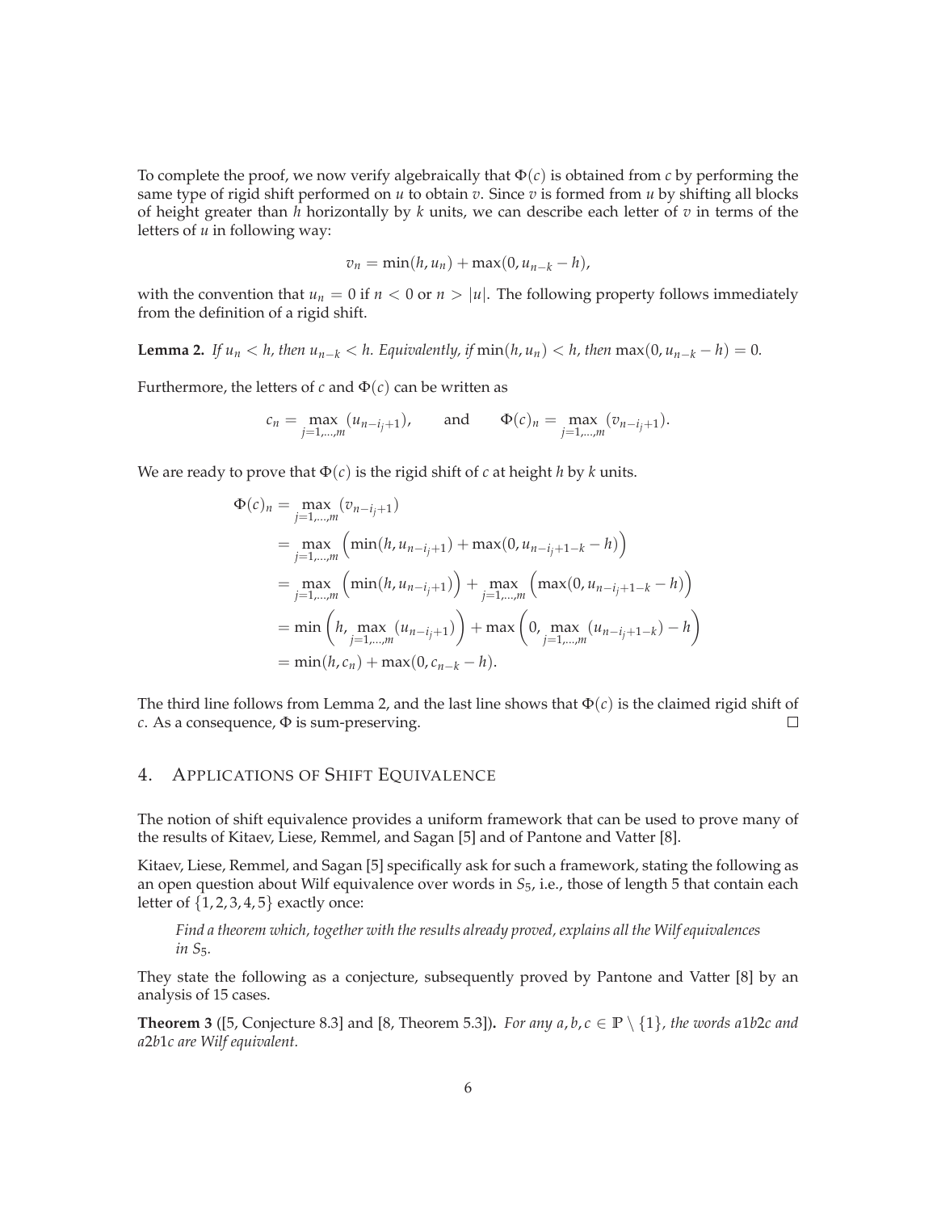To complete the proof, we now verify algebraically that $\Phi(c)$ is obtained from $c$ by performing the same type of rigid shift performed on $u$ to obtain $v$. Since $v$ is formed from $u$ by shifting all blocks of height greater than $h$ horizontally by $k$ units, we can describe each letter of $v$ in terms of the letters of $u$ in following way:

$$v_n = \min(h, u_n) + \max(0, u_{n-k} - h),$$

with the convention that $u_n = 0$ if $n < 0$ or $n > |u|$. The following property follows immediately from the definition of a rigid shift.

**Lemma 2.** *If $u_n < h$, then $u_{n-k} < h$. Equivalently, if $\min(h, u_n) < h$, then $\max(0, u_{n-k} - h) = 0$.*

Furthermore, the letters of $c$ and $\Phi(c)$ can be written as

$$c_n = \max_{j=1,\ldots,m}(u_{n-i_j+1}), \qquad \text{and} \qquad \Phi(c)_n = \max_{j=1,\ldots,m}(v_{n-i_j+1}).$$

We are ready to prove that $\Phi(c)$ is the rigid shift of $c$ at height $h$ by $k$ units.

$$\begin{aligned}
\Phi(c)_n &= \max_{j=1,\ldots,m}(v_{n-i_j+1}) \\
&= \max_{j=1,\ldots,m}\Big(\min(h, u_{n-i_j+1}) + \max(0, u_{n-i_j+1-k} - h)\Big) \\
&= \max_{j=1,\ldots,m}\Big(\min(h, u_{n-i_j+1})\Big) + \max_{j=1,\ldots,m}\Big(\max(0, u_{n-i_j+1-k} - h)\Big) \\
&= \min\left(h, \max_{j=1,\ldots,m}(u_{n-i_j+1})\right) + \max\left(0, \max_{j=1,\ldots,m}(u_{n-i_j+1-k}) - h\right) \\
&= \min(h, c_n) + \max(0, c_{n-k} - h).
\end{aligned}$$

The third line follows from Lemma 2, and the last line shows that $\Phi(c)$ is the claimed rigid shift of $c$. As a consequence, $\Phi$ is sum-preserving. □

## 4. Applications of Shift Equivalence

The notion of shift equivalence provides a uniform framework that can be used to prove many of the results of Kitaev, Liese, Remmel, and Sagan [5] and of Pantone and Vatter [8].

Kitaev, Liese, Remmel, and Sagan [5] specifically ask for such a framework, stating the following as an open question about Wilf equivalence over words in $S_5$, i.e., those of length 5 that contain each letter of $\{1, 2, 3, 4, 5\}$ exactly once:

> *Find a theorem which, together with the results already proved, explains all the Wilf equivalences in $S_5$.*

They state the following as a conjecture, subsequently proved by Pantone and Vatter [8] by an analysis of 15 cases.

**Theorem 3** ([5, Conjecture 8.3] and [8, Theorem 5.3])**.** *For any $a, b, c \in \mathbb{P} \setminus \{1\}$, the words $a1b2c$ and $a2b1c$ are Wilf equivalent.*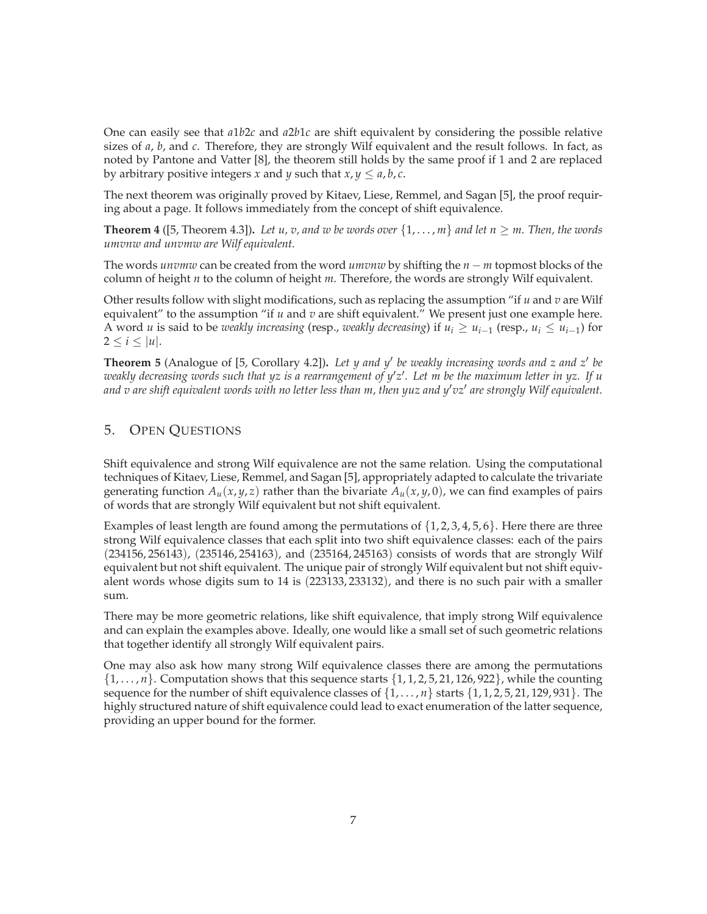One can easily see that $a1b2c$ and $a2b1c$ are shift equivalent by considering the possible relative sizes of $a$, $b$, and $c$. Therefore, they are strongly Wilf equivalent and the result follows. In fact, as noted by Pantone and Vatter [8], the theorem still holds by the same proof if 1 and 2 are replaced by arbitrary positive integers $x$ and $y$ such that $x, y \leq a, b, c$.

The next theorem was originally proved by Kitaev, Liese, Remmel, and Sagan [5], the proof requiring about a page. It follows immediately from the concept of shift equivalence.

**Theorem 4** ([5, Theorem 4.3]). *Let $u$, $v$, and $w$ be words over $\{1, \ldots, m\}$ and let $n \geq m$. Then, the words $umvnw$ and $unvmw$ are Wilf equivalent.*

The words $unvmw$ can be created from the word $umvnw$ by shifting the $n - m$ topmost blocks of the column of height $n$ to the column of height $m$. Therefore, the words are strongly Wilf equivalent.

Other results follow with slight modifications, such as replacing the assumption "if $u$ and $v$ are Wilf equivalent" to the assumption "if $u$ and $v$ are shift equivalent." We present just one example here. A word $u$ is said to be *weakly increasing* (resp., *weakly decreasing*) if $u_i \geq u_{i-1}$ (resp., $u_i \leq u_{i-1}$) for $2 \leq i \leq |u|$.

**Theorem 5** (Analogue of [5, Corollary 4.2]). *Let $y$ and $y'$ be weakly increasing words and $z$ and $z'$ be weakly decreasing words such that $yz$ is a rearrangement of $y'z'$. Let $m$ be the maximum letter in $yz$. If $u$ and $v$ are shift equivalent words with no letter less than $m$, then $yuz$ and $y'vz'$ are strongly Wilf equivalent.*

## 5. Open Questions

Shift equivalence and strong Wilf equivalence are not the same relation. Using the computational techniques of Kitaev, Liese, Remmel, and Sagan [5], appropriately adapted to calculate the trivariate generating function $A_u(x, y, z)$ rather than the bivariate $A_u(x, y, 0)$, we can find examples of pairs of words that are strongly Wilf equivalent but not shift equivalent.

Examples of least length are found among the permutations of $\{1, 2, 3, 4, 5, 6\}$. Here there are three strong Wilf equivalence classes that each split into two shift equivalence classes: each of the pairs $(234156, 256143)$, $(235146, 254163)$, and $(235164, 245163)$ consists of words that are strongly Wilf equivalent but not shift equivalent. The unique pair of strongly Wilf equivalent but not shift equivalent words whose digits sum to 14 is $(223133, 233132)$, and there is no such pair with a smaller sum.

There may be more geometric relations, like shift equivalence, that imply strong Wilf equivalence and can explain the examples above. Ideally, one would like a small set of such geometric relations that together identify all strongly Wilf equivalent pairs.

One may also ask how many strong Wilf equivalence classes there are among the permutations $\{1, \ldots, n\}$. Computation shows that this sequence starts $\{1, 1, 2, 5, 21, 126, 922\}$, while the counting sequence for the number of shift equivalence classes of $\{1, \ldots, n\}$ starts $\{1, 1, 2, 5, 21, 129, 931\}$. The highly structured nature of shift equivalence could lead to exact enumeration of the latter sequence, providing an upper bound for the former.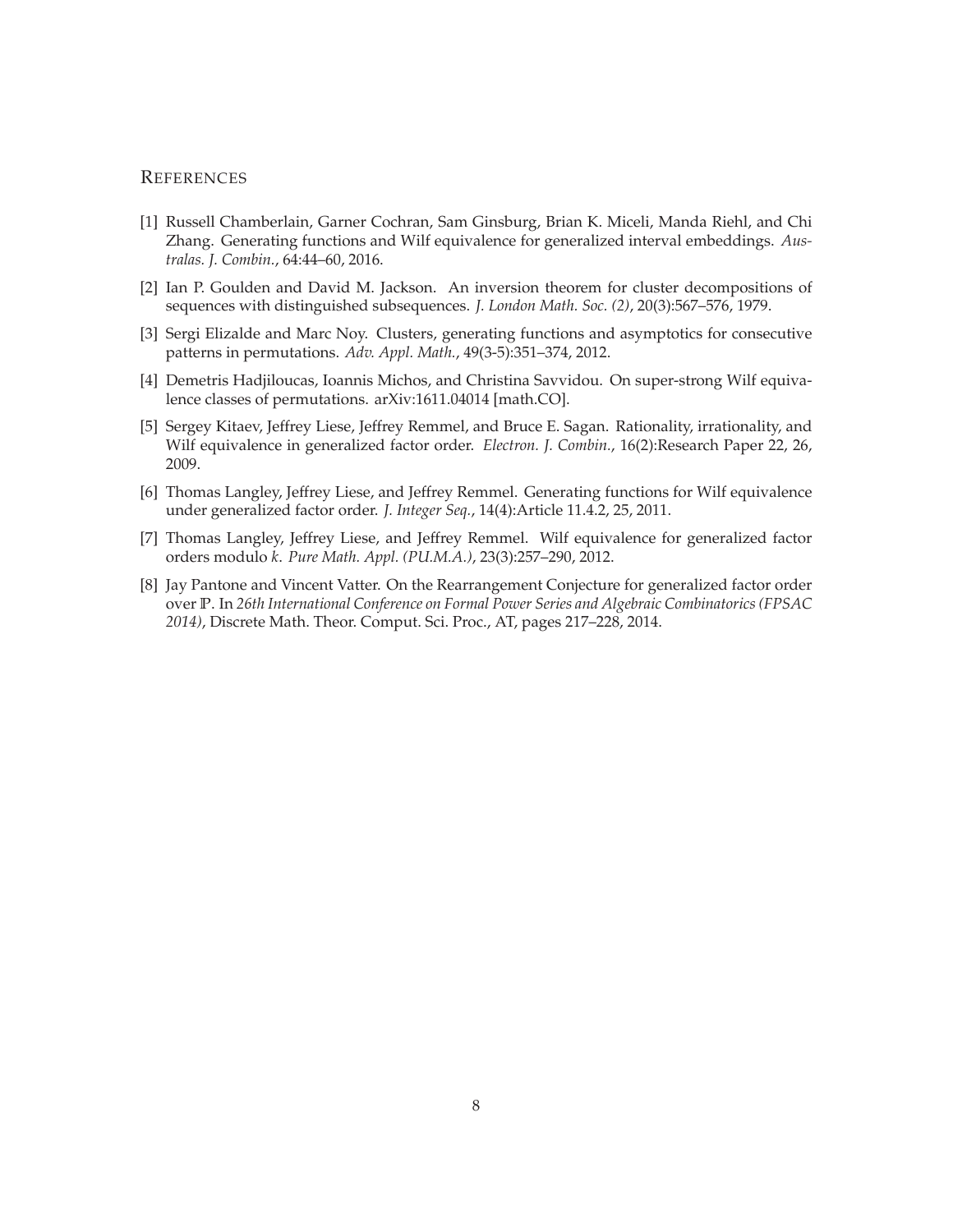## References

[1] Russell Chamberlain, Garner Cochran, Sam Ginsburg, Brian K. Miceli, Manda Riehl, and Chi Zhang. Generating functions and Wilf equivalence for generalized interval embeddings. *Australas. J. Combin.*, 64:44–60, 2016.

[2] Ian P. Goulden and David M. Jackson. An inversion theorem for cluster decompositions of sequences with distinguished subsequences. *J. London Math. Soc. (2)*, 20(3):567–576, 1979.

[3] Sergi Elizalde and Marc Noy. Clusters, generating functions and asymptotics for consecutive patterns in permutations. *Adv. Appl. Math.*, 49(3-5):351–374, 2012.

[4] Demetris Hadjiloucas, Ioannis Michos, and Christina Savvidou. On super-strong Wilf equivalence classes of permutations. arXiv:1611.04014 [math.CO].

[5] Sergey Kitaev, Jeffrey Liese, Jeffrey Remmel, and Bruce E. Sagan. Rationality, irrationality, and Wilf equivalence in generalized factor order. *Electron. J. Combin.*, 16(2):Research Paper 22, 26, 2009.

[6] Thomas Langley, Jeffrey Liese, and Jeffrey Remmel. Generating functions for Wilf equivalence under generalized factor order. *J. Integer Seq.*, 14(4):Article 11.4.2, 25, 2011.

[7] Thomas Langley, Jeffrey Liese, and Jeffrey Remmel. Wilf equivalence for generalized factor orders modulo $k$. *Pure Math. Appl. (PU.M.A.)*, 23(3):257–290, 2012.

[8] Jay Pantone and Vincent Vatter. On the Rearrangement Conjecture for generalized factor order over $\mathbb{P}$. In *26th International Conference on Formal Power Series and Algebraic Combinatorics (FPSAC 2014)*, Discrete Math. Theor. Comput. Sci. Proc., AT, pages 217–228, 2014.